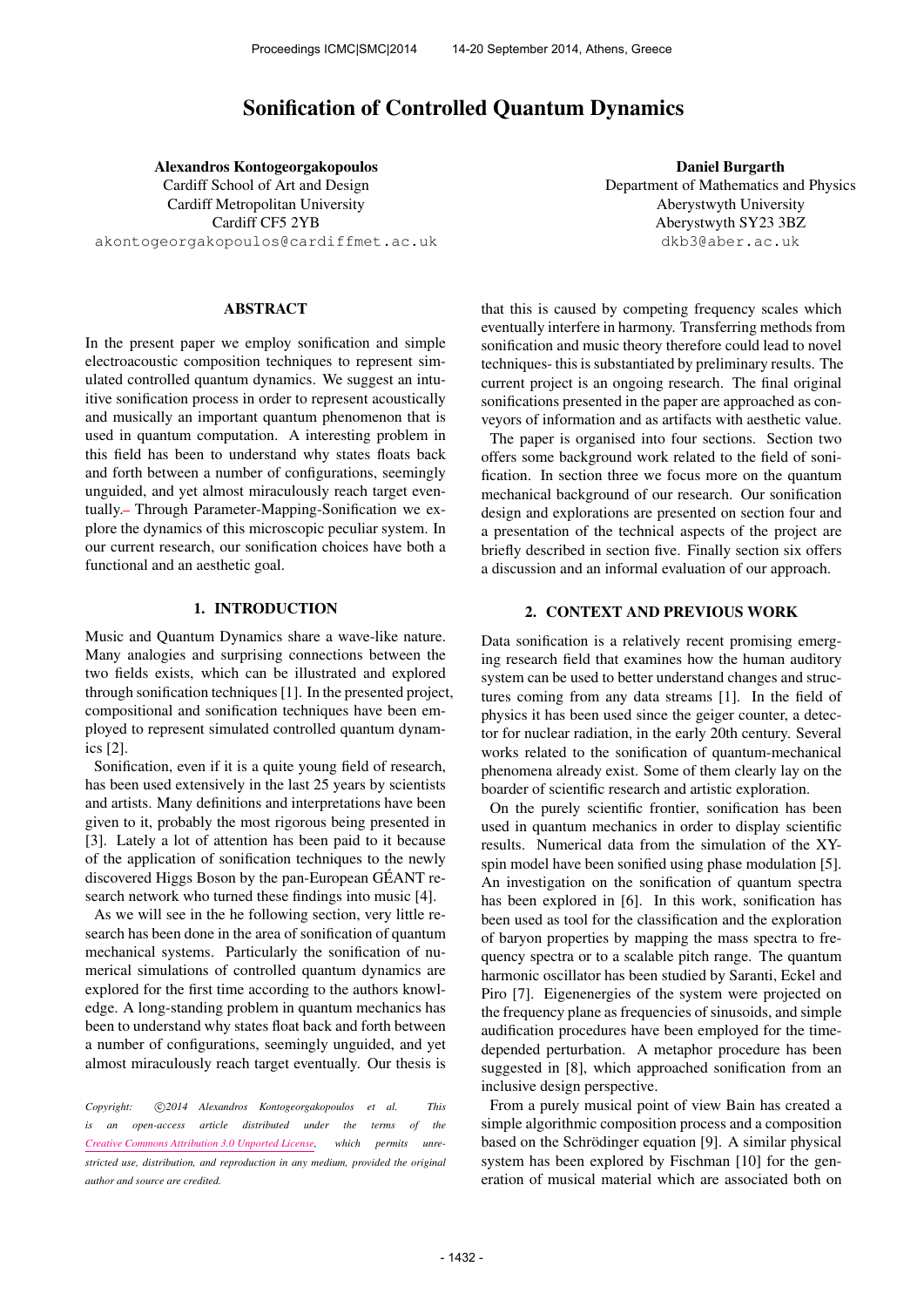# Sonification of Controlled Quantum Dynamics

**Alexandros Kontogeorgakopoulos**
Cardiff School of Art and Design
Cardiff Metropolitan University
Cardiff CF5 2YB
akontogeorgakopoulos@cardiffmet.ac.uk

**Daniel Burgarth**
Department of Mathematics and Physics
Aberystwyth University
Aberystwyth SY23 3BZ
dkb3@aber.ac.uk

## ABSTRACT

In the present paper we employ sonification and simple electroacoustic composition techniques to represent simulated controlled quantum dynamics. We suggest an intuitive sonification process in order to represent acoustically and musically an important quantum phenomenon that is used in quantum computation. A interesting problem in this field has been to understand why states floats back and forth between a number of configurations, seemingly unguided, and yet almost miraculously reach target eventually. Through Parameter-Mapping-Sonification we explore the dynamics of this microscopic peculiar system. In our current research, our sonification choices have both a functional and an aesthetic goal.

## 1. INTRODUCTION

Music and Quantum Dynamics share a wave-like nature. Many analogies and surprising connections between the two fields exists, which can be illustrated and explored through sonification techniques [1]. In the presented project, compositional and sonification techniques have been employed to represent simulated controlled quantum dynamics [2].

Sonification, even if it is a quite young field of research, has been used extensively in the last 25 years by scientists and artists. Many definitions and interpretations have been given to it, probably the most rigorous being presented in [3]. Lately a lot of attention has been paid to it because of the application of sonification techniques to the newly discovered Higgs Boson by the pan-European GÉANT research network who turned these findings into music [4].

As we will see in the he following section, very little research has been done in the area of sonification of quantum mechanical systems. Particularly the sonification of numerical simulations of controlled quantum dynamics are explored for the first time according to the authors knowledge. A long-standing problem in quantum mechanics has been to understand why states float back and forth between a number of configurations, seemingly unguided, and yet almost miraculously reach target eventually. Our thesis is that this is caused by competing frequency scales which eventually interfere in harmony. Transferring methods from sonification and music theory therefore could lead to novel techniques- this is substantiated by preliminary results. The current project is an ongoing research. The final original sonifications presented in the paper are approached as conveyors of information and as artifacts with aesthetic value.

The paper is organised into four sections. Section two offers some background work related to the field of sonification. In section three we focus more on the quantum mechanical background of our research. Our sonification design and explorations are presented on section four and a presentation of the technical aspects of the project are briefly described in section five. Finally section six offers a discussion and an informal evaluation of our approach.

## 2. CONTEXT AND PREVIOUS WORK

Data sonification is a relatively recent promising emerging research field that examines how the human auditory system can be used to better understand changes and structures coming from any data streams [1]. In the field of physics it has been used since the geiger counter, a detector for nuclear radiation, in the early 20th century. Several works related to the sonification of quantum-mechanical phenomena already exist. Some of them clearly lay on the boarder of scientific research and artistic exploration.

On the purely scientific frontier, sonification has been used in quantum mechanics in order to display scientific results. Numerical data from the simulation of the XY-spin model have been sonified using phase modulation [5]. An investigation on the sonification of quantum spectra has been explored in [6]. In this work, sonification has been used as tool for the classification and the exploration of baryon properties by mapping the mass spectra to frequency spectra or to a scalable pitch range. The quantum harmonic oscillator has been studied by Saranti, Eckel and Piro [7]. Eigenenergies of the system were projected on the frequency plane as frequencies of sinusoids, and simple audification procedures have been employed for the time-depended perturbation. A metaphor procedure has been suggested in [8], which approached sonification from an inclusive design perspective.

From a purely musical point of view Bain has created a simple algorithmic composition process and a composition based on the Schrödinger equation [9]. A similar physical system has been explored by Fischman [10] for the generation of musical material which are associated both on

*Copyright: ©2014 Alexandros Kontogeorgakopoulos et al. This is an open-access article distributed under the terms of the Creative Commons Attribution 3.0 Unported License, which permits unrestricted use, distribution, and reproduction in any medium, provided the original author and source are credited.*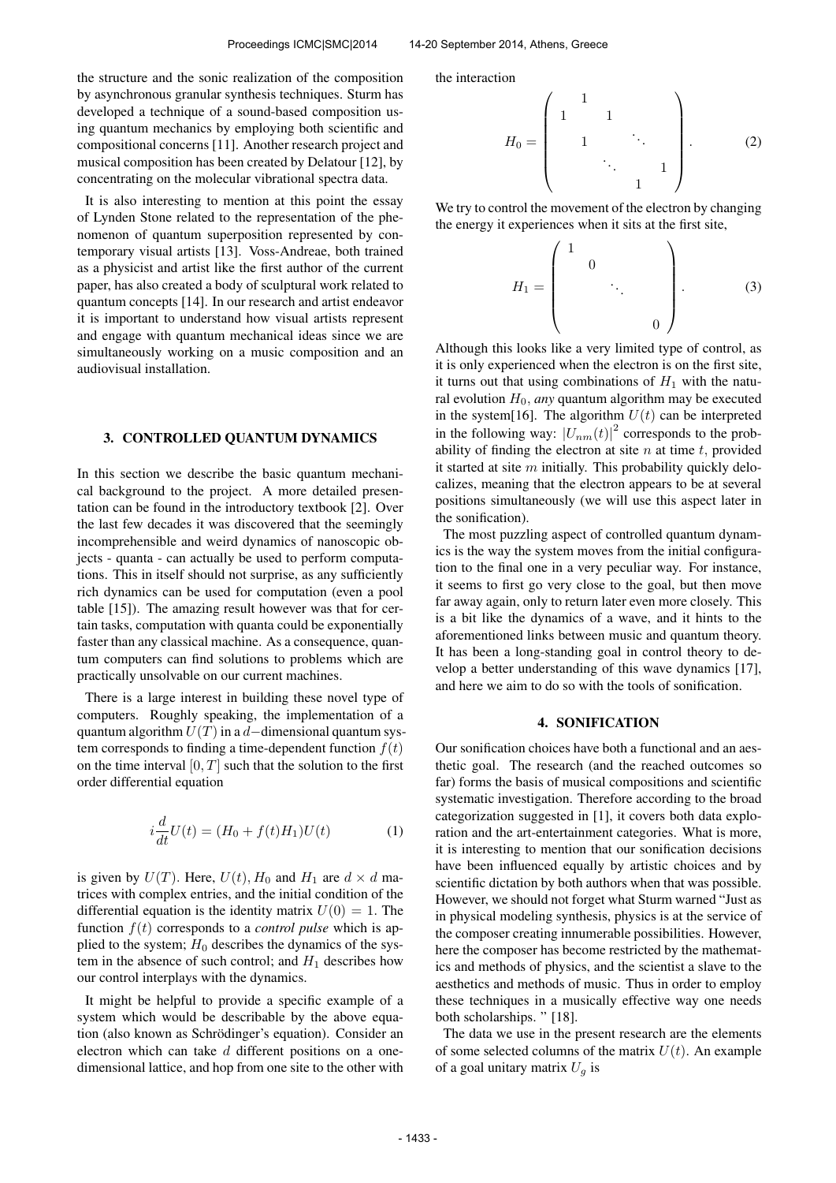the structure and the sonic realization of the composition by asynchronous granular synthesis techniques. Sturm has developed a technique of a sound-based composition using quantum mechanics by employing both scientific and compositional concerns [11]. Another research project and musical composition has been created by Delatour [12], by concentrating on the molecular vibrational spectra data.

It is also interesting to mention at this point the essay of Lynden Stone related to the representation of the phenomenon of quantum superposition represented by contemporary visual artists [13]. Voss-Andreae, both trained as a physicist and artist like the first author of the current paper, has also created a body of sculptural work related to quantum concepts [14]. In our research and artist endeavor it is important to understand how visual artists represent and engage with quantum mechanical ideas since we are simultaneously working on a music composition and an audiovisual installation.

## 3. CONTROLLED QUANTUM DYNAMICS

In this section we describe the basic quantum mechanical background to the project. A more detailed presentation can be found in the introductory textbook [2]. Over the last few decades it was discovered that the seemingly incomprehensible and weird dynamics of nanoscopic objects - quanta - can actually be used to perform computations. This in itself should not surprise, as any sufficiently rich dynamics can be used for computation (even a pool table [15]). The amazing result however was that for certain tasks, computation with quanta could be exponentially faster than any classical machine. As a consequence, quantum computers can find solutions to problems which are practically unsolvable on our current machines.

There is a large interest in building these novel type of computers. Roughly speaking, the implementation of a quantum algorithm $U(T)$ in a $d-$dimensional quantum system corresponds to finding a time-dependent function $f(t)$ on the time interval $[0, T]$ such that the solution to the first order differential equation

$$i\frac{d}{dt}U(t) = (H_0 + f(t)H_1)U(t) \tag{1}$$

is given by $U(T)$. Here, $U(t)$, $H_0$ and $H_1$ are $d \times d$ matrices with complex entries, and the initial condition of the differential equation is the identity matrix $U(0) = 1$. The function $f(t)$ corresponds to a *control pulse* which is applied to the system; $H_0$ describes the dynamics of the system in the absence of such control; and $H_1$ describes how our control interplays with the dynamics.

It might be helpful to provide a specific example of a system which would be describable by the above equation (also known as Schrödinger's equation). Consider an electron which can take $d$ different positions on a one-dimensional lattice, and hop from one site to the other with the interaction

$$H_0 = \begin{pmatrix} & 1 & & & \\ 1 & & 1 & & \\ & 1 & & \ddots & \\ & & \ddots & & 1 \\ & & & 1 & \end{pmatrix}. \tag{2}$$

We try to control the movement of the electron by changing the energy it experiences when it sits at the first site,

$$H_1 = \begin{pmatrix} 1 & & & \\ & 0 & & \\ & & \ddots & \\ & & & 0 \end{pmatrix}. \tag{3}$$

Although this looks like a very limited type of control, as it is only experienced when the electron is on the first site, it turns out that using combinations of $H_1$ with the natural evolution $H_0$, *any* quantum algorithm may be executed in the system[16]. The algorithm $U(t)$ can be interpreted in the following way: $|U_{nm}(t)|^2$ corresponds to the probability of finding the electron at site $n$ at time $t$, provided it started at site $m$ initially. This probability quickly delocalizes, meaning that the electron appears to be at several positions simultaneously (we will use this aspect later in the sonification).

The most puzzling aspect of controlled quantum dynamics is the way the system moves from the initial configuration to the final one in a very peculiar way. For instance, it seems to first go very close to the goal, but then move far away again, only to return later even more closely. This is a bit like the dynamics of a wave, and it hints to the aforementioned links between music and quantum theory. It has been a long-standing goal in control theory to develop a better understanding of this wave dynamics [17], and here we aim to do so with the tools of sonification.

## 4. SONIFICATION

Our sonification choices have both a functional and an aesthetic goal. The research (and the reached outcomes so far) forms the basis of musical compositions and scientific systematic investigation. Therefore according to the broad categorization suggested in [1], it covers both data exploration and the art-entertainment categories. What is more, it is interesting to mention that our sonification decisions have been influenced equally by artistic choices and by scientific dictation by both authors when that was possible. However, we should not forget what Sturm warned "Just as in physical modeling synthesis, physics is at the service of the composer creating innumerable possibilities. However, here the composer has become restricted by the mathematics and methods of physics, and the scientist a slave to the aesthetics and methods of music. Thus in order to employ these techniques in a musically effective way one needs both scholarships. " [18].

The data we use in the present research are the elements of some selected columns of the matrix $U(t)$. An example of a goal unitary matrix $U_g$ is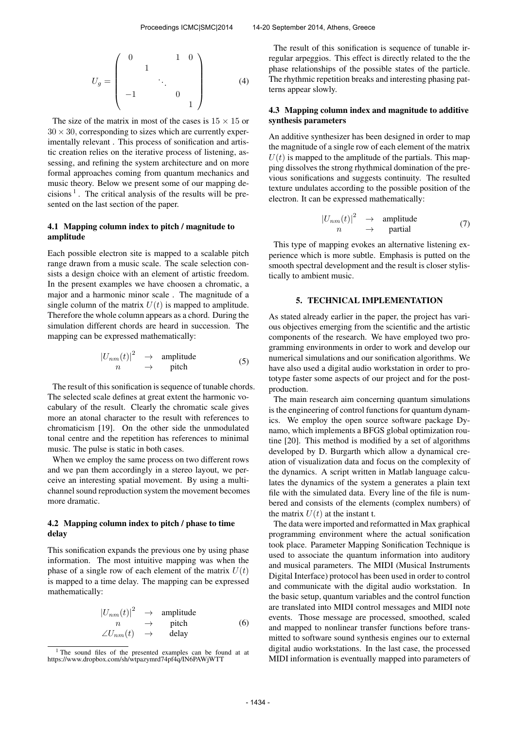$$
U_g = \begin{pmatrix} 0 & & & 1 & 0 \\ & 1 & & & \\ & & \ddots & & \\ -1 & & & 0 & \\ & & & & 1 \end{pmatrix} \tag{4}
$$

The size of the matrix in most of the cases is $15 \times 15$ or $30 \times 30$, corresponding to sizes which are currently experimentally relevant . This process of sonification and artistic creation relies on the iterative process of listening, assessing, and refining the system architecture and on more formal approaches coming from quantum mechanics and music theory. Below we present some of our mapping decisions [1] . The critical analysis of the results will be presented on the last section of the paper.

### 4.1 Mapping column index to pitch / magnitude to amplitude

Each possible electron site is mapped to a scalable pitch range drawn from a music scale. The scale selection consists a design choice with an element of artistic freedom. In the present examples we have choosen a chromatic, a major and a harmonic minor scale . The magnitude of a single column of the matrix $U(t)$ is mapped to amplitude. Therefore the whole column appears as a chord. During the simulation different chords are heard in succession. The mapping can be expressed mathematically:

$$
\begin{array}{ccc} |U_{nm}(t)|^2 & \rightarrow & \text{amplitude} \\ n & \rightarrow & \text{pitch} \end{array} \tag{5}
$$

The result of this sonification is sequence of tunable chords. The selected scale defines at great extent the harmonic vocabulary of the result. Clearly the chromatic scale gives more an atonal character to the result with references to chromaticism [19]. On the other side the unmodulated tonal centre and the repetition has references to minimal music. The pulse is static in both cases.

When we employ the same process on two different rows and we pan them accordingly in a stereo layout, we perceive an interesting spatial movement. By using a multichannel sound reproduction system the movement becomes more dramatic.

### 4.2 Mapping column index to pitch / phase to time delay

This sonification expands the previous one by using phase information. The most intuitive mapping was when the phase of a single row of each element of the matrix $U(t)$ is mapped to a time delay. The mapping can be expressed mathematically:

$$
\begin{array}{ccc} |U_{nm}(t)|^2 & \rightarrow & \text{amplitude} \\ n & \rightarrow & \text{pitch} \\ \angle U_{nm}(t) & \rightarrow & \text{delay} \end{array} \tag{6}
$$

The result of this sonification is sequence of tunable irregular arpeggios. This effect is directly related to the the phase relationships of the possible states of the particle. The rhythmic repetition breaks and interesting phasing patterns appear slowly.

### 4.3 Mapping column index and magnitude to additive synthesis parameters

An additive synthesizer has been designed in order to map the magnitude of a single row of each element of the matrix $U(t)$ is mapped to the amplitude of the partials. This mapping dissolves the strong rhythmical domination of the previous sonifications and suggests continuity. The resulted texture undulates according to the possible position of the electron. It can be expressed mathematically:

$$
\begin{array}{ccc} |U_{nm}(t)|^2 & \rightarrow & \text{amplitude} \\ n & \rightarrow & \text{partial} \end{array} \tag{7}
$$

This type of mapping evokes an alternative listening experience which is more subtle. Emphasis is putted on the smooth spectral development and the result is closer stylistically to ambient music.

## 5. TECHNICAL IMPLEMENTATION

As stated already earlier in the paper, the project has various objectives emerging from the scientific and the artistic components of the research. We have employed two programming environments in order to work and develop our numerical simulations and our sonification algorithms. We have also used a digital audio workstation in order to prototype faster some aspects of our project and for the postproduction.

The main research aim concerning quantum simulations is the engineering of control functions for quantum dynamics. We employ the open source software package Dynamo, which implements a BFGS global optimization routine [20]. This method is modified by a set of algorithms developed by D. Burgarth which allow a dynamical creation of visualization data and focus on the complexity of the dynamics. A script written in Matlab language calculates the dynamics of the system a generates a plain text file with the simulated data. Every line of the file is numbered and consists of the elements (complex numbers) of the matrix $U(t)$ at the instant t.

The data were imported and reformatted in Max graphical programming environment where the actual sonification took place. Parameter Mapping Sonification Technique is used to associate the quantum information into auditory and musical parameters. The MIDI (Musical Instruments Digital Interface) protocol has been used in order to control and communicate with the digital audio workstation. In the basic setup, quantum variables and the control function are translated into MIDI control messages and MIDI note events. Those message are processed, smoothed, scaled and mapped to nonlinear transfer functions before transmitted to software sound synthesis engines our to external digital audio workstations. In the last case, the processed MIDI information is eventually mapped into parameters of

[1] The sound files of the presented examples can be found at at https://www.dropbox.com/sh/wtpazymrd74pf4q/IN6PAWjWTT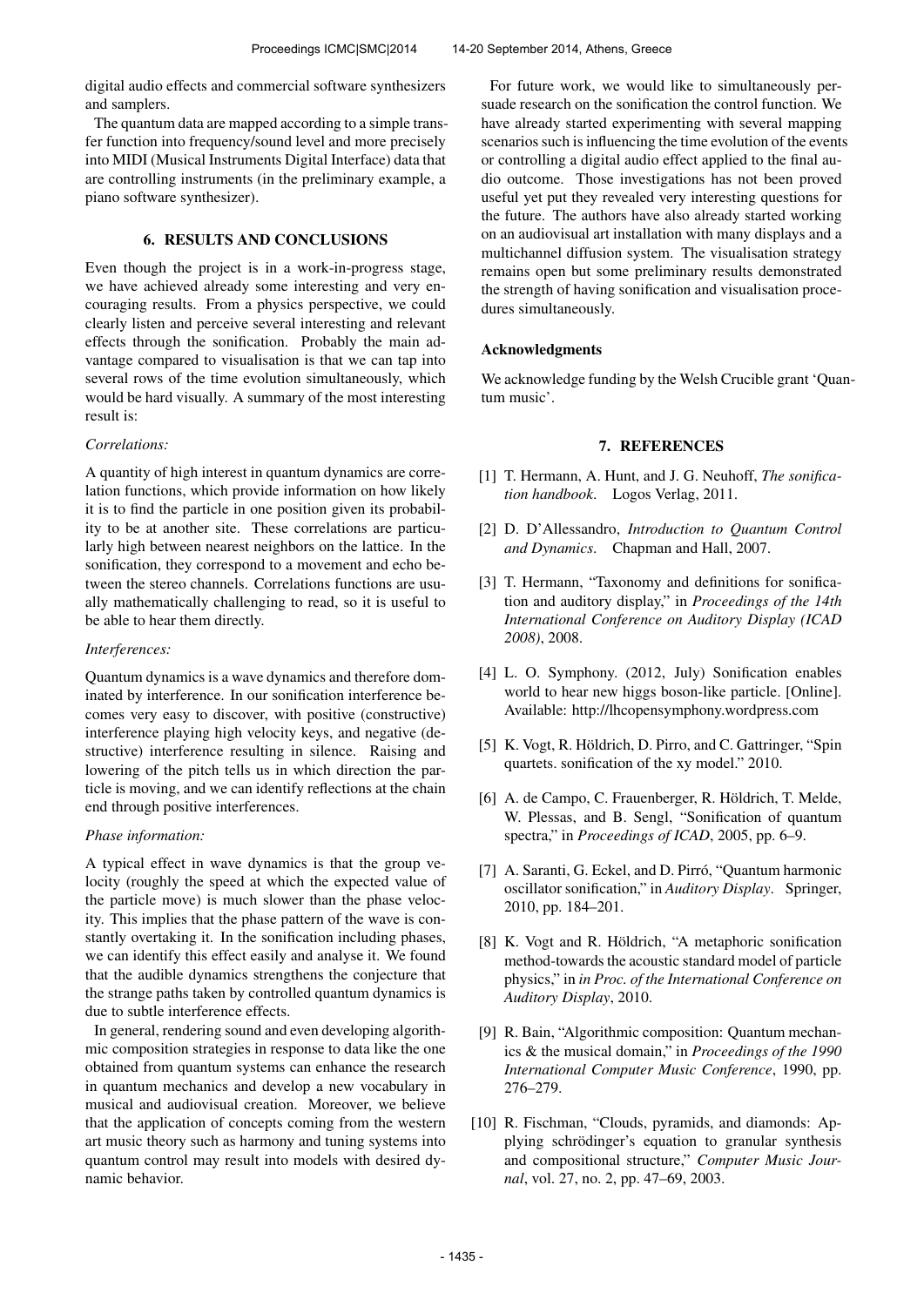digital audio effects and commercial software synthesizers and samplers.

The quantum data are mapped according to a simple transfer function into frequency/sound level and more precisely into MIDI (Musical Instruments Digital Interface) data that are controlling instruments (in the preliminary example, a piano software synthesizer).

## 6. RESULTS AND CONCLUSIONS

Even though the project is in a work-in-progress stage, we have achieved already some interesting and very encouraging results. From a physics perspective, we could clearly listen and perceive several interesting and relevant effects through the sonification. Probably the main advantage compared to visualisation is that we can tap into several rows of the time evolution simultaneously, which would be hard visually. A summary of the most interesting result is:

*Correlations:*

A quantity of high interest in quantum dynamics are correlation functions, which provide information on how likely it is to find the particle in one position given its probability to be at another site. These correlations are particularly high between nearest neighbors on the lattice. In the sonification, they correspond to a movement and echo between the stereo channels. Correlations functions are usually mathematically challenging to read, so it is useful to be able to hear them directly.

*Interferences:*

Quantum dynamics is a wave dynamics and therefore dominated by interference. In our sonification interference becomes very easy to discover, with positive (constructive) interference playing high velocity keys, and negative (destructive) interference resulting in silence. Raising and lowering of the pitch tells us in which direction the particle is moving, and we can identify reflections at the chain end through positive interferences.

*Phase information:*

A typical effect in wave dynamics is that the group velocity (roughly the speed at which the expected value of the particle move) is much slower than the phase velocity. This implies that the phase pattern of the wave is constantly overtaking it. In the sonification including phases, we can identify this effect easily and analyse it. We found that the audible dynamics strengthens the conjecture that the strange paths taken by controlled quantum dynamics is due to subtle interference effects.

In general, rendering sound and even developing algorithmic composition strategies in response to data like the one obtained from quantum systems can enhance the research in quantum mechanics and develop a new vocabulary in musical and audiovisual creation. Moreover, we believe that the application of concepts coming from the western art music theory such as harmony and tuning systems into quantum control may result into models with desired dynamic behavior.

For future work, we would like to simultaneously persuade research on the sonification the control function. We have already started experimenting with several mapping scenarios such is influencing the time evolution of the events or controlling a digital audio effect applied to the final audio outcome. Those investigations has not been proved useful yet put they revealed very interesting questions for the future. The authors have also already started working on an audiovisual art installation with many displays and a multichannel diffusion system. The visualisation strategy remains open but some preliminary results demonstrated the strength of having sonification and visualisation procedures simultaneously.

### Acknowledgments

We acknowledge funding by the Welsh Crucible grant 'Quantum music'.

## 7. REFERENCES

[1] T. Hermann, A. Hunt, and J. G. Neuhoff, *The sonification handbook*. Logos Verlag, 2011.

[2] D. D'Allessandro, *Introduction to Quantum Control and Dynamics*. Chapman and Hall, 2007.

[3] T. Hermann, "Taxonomy and definitions for sonification and auditory display," in *Proceedings of the 14th International Conference on Auditory Display (ICAD 2008)*, 2008.

[4] L. O. Symphony. (2012, July) Sonification enables world to hear new higgs boson-like particle. [Online]. Available: http://lhcopensymphony.wordpress.com

[5] K. Vogt, R. Höldrich, D. Pirro, and C. Gattringer, "Spin quartets. sonification of the xy model." 2010.

[6] A. de Campo, C. Frauenberger, R. Höldrich, T. Melde, W. Plessas, and B. Sengl, "Sonification of quantum spectra," in *Proceedings of ICAD*, 2005, pp. 6–9.

[7] A. Saranti, G. Eckel, and D. Pirró, "Quantum harmonic oscillator sonification," in *Auditory Display*. Springer, 2010, pp. 184–201.

[8] K. Vogt and R. Höldrich, "A metaphoric sonification method-towards the acoustic standard model of particle physics," in *in Proc. of the International Conference on Auditory Display*, 2010.

[9] R. Bain, "Algorithmic composition: Quantum mechanics & the musical domain," in *Proceedings of the 1990 International Computer Music Conference*, 1990, pp. 276–279.

[10] R. Fischman, "Clouds, pyramids, and diamonds: Applying schrödinger's equation to granular synthesis and compositional structure," *Computer Music Journal*, vol. 27, no. 2, pp. 47–69, 2003.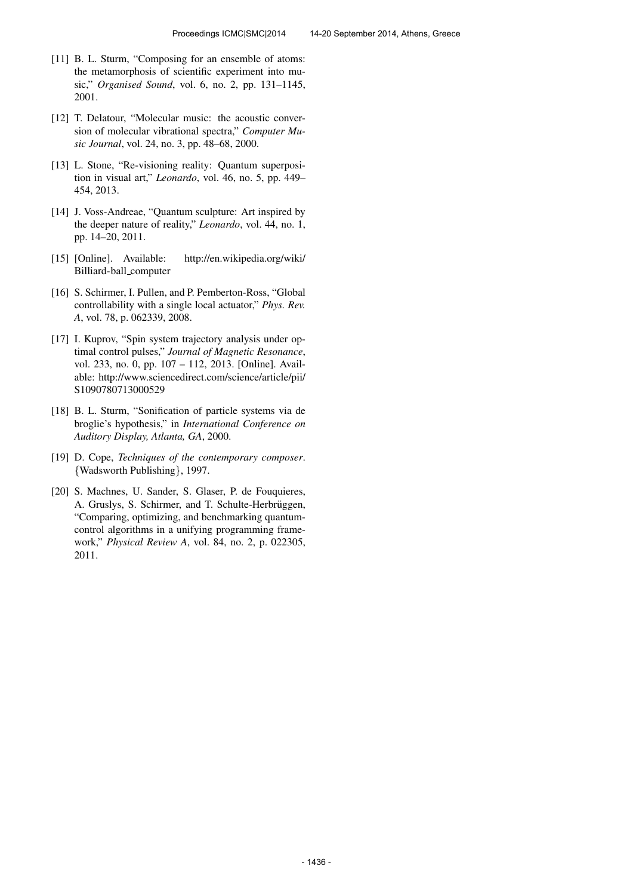[11] B. L. Sturm, "Composing for an ensemble of atoms: the metamorphosis of scientific experiment into music," *Organised Sound*, vol. 6, no. 2, pp. 131–1145, 2001.

[12] T. Delatour, "Molecular music: the acoustic conversion of molecular vibrational spectra," *Computer Music Journal*, vol. 24, no. 3, pp. 48–68, 2000.

[13] L. Stone, "Re-visioning reality: Quantum superposition in visual art," *Leonardo*, vol. 46, no. 5, pp. 449–454, 2013.

[14] J. Voss-Andreae, "Quantum sculpture: Art inspired by the deeper nature of reality," *Leonardo*, vol. 44, no. 1, pp. 14–20, 2011.

[15] [Online]. Available: http://en.wikipedia.org/wiki/Billiard-ball_computer

[16] S. Schirmer, I. Pullen, and P. Pemberton-Ross, "Global controllability with a single local actuator," *Phys. Rev. A*, vol. 78, p. 062339, 2008.

[17] I. Kuprov, "Spin system trajectory analysis under optimal control pulses," *Journal of Magnetic Resonance*, vol. 233, no. 0, pp. 107 – 112, 2013. [Online]. Available: http://www.sciencedirect.com/science/article/pii/S1090780713000529

[18] B. L. Sturm, "Sonification of particle systems via de broglie's hypothesis," in *International Conference on Auditory Display, Atlanta, GA*, 2000.

[19] D. Cope, *Techniques of the contemporary composer*. {Wadsworth Publishing}, 1997.

[20] S. Machnes, U. Sander, S. Glaser, P. de Fouquieres, A. Gruslys, S. Schirmer, and T. Schulte-Herbrüggen, "Comparing, optimizing, and benchmarking quantum-control algorithms in a unifying programming framework," *Physical Review A*, vol. 84, no. 2, p. 022305, 2011.